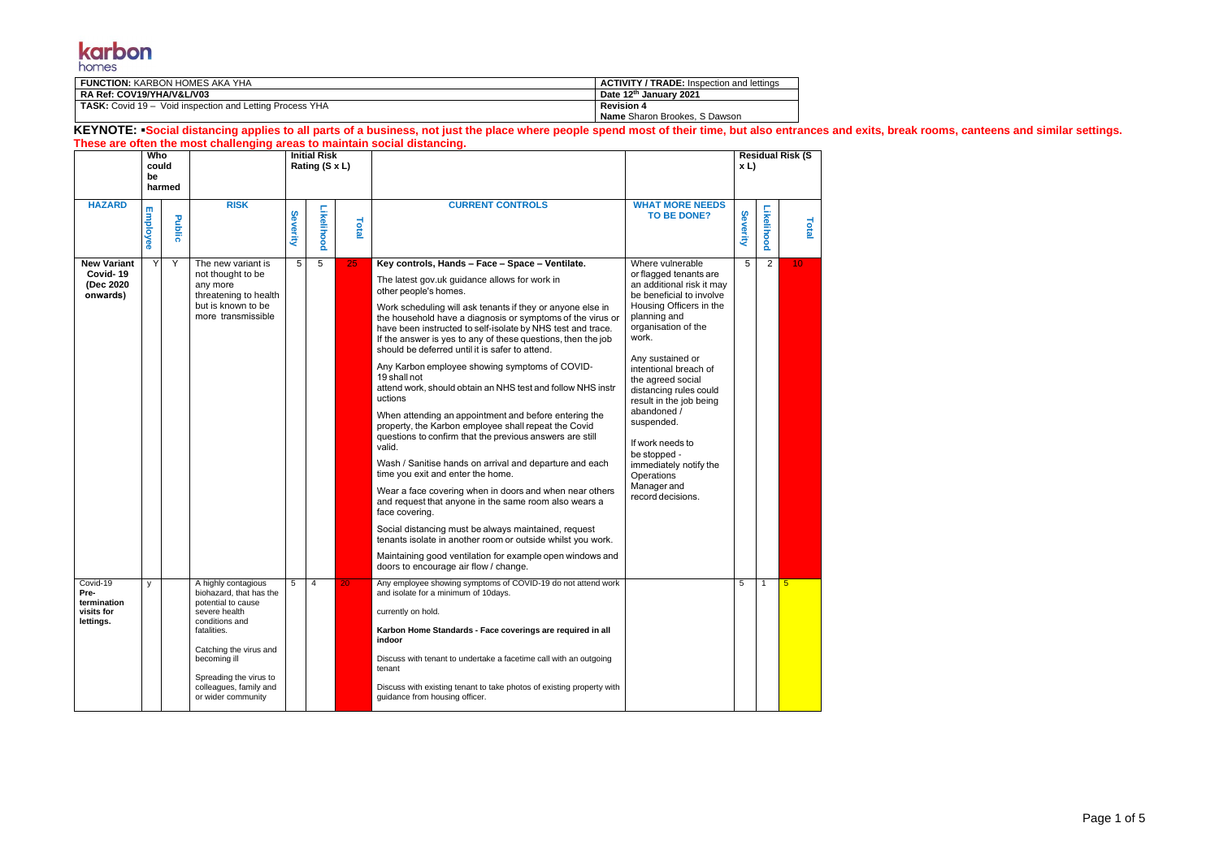karbon homes

| FUNCTION: KARBON HOMES AKA YHA | ACTIVITY / TRADE: Inspection and lettings |
|---|---|
| RA Ref: COV19/YHA/V&L/V03 | Date 12th January 2021 |
| TASK: Covid 19 – Void inspection and Letting Process YHA | Revision 4 |
| | Name Sharon Brookes, S Dawson |

**KEYNOTE: ▪Social distancing applies to all parts of a business, not just the place where people spend most of their time, but also entrances and exits, break rooms, canteens and similar settings. These are often the most challenging areas to maintain social distancing.**

| | Who could be harmed | | | Initial Risk Rating (S x L) | | | | | Residual Risk (S x L) | | |
|---|---|---|---|---|---|---|---|---|---|---|---|
| **HAZARD** | **Employee** | **Public** | **RISK** | **Severity** | **Likelihood** | **Total** | **CURRENT CONTROLS** | **WHAT MORE NEEDS TO BE DONE?** | **Severity** | **Likelihood** | **Total** |
| **New Variant Covid- 19 (Dec 2020 onwards)** | Y | Y | The new variant is not thought to be any more threatening to health but is known to be more transmissible | 5 | 5 | 25 | **Key controls, Hands – Face – Space – Ventilate.**<br><br>The latest gov.uk guidance allows for work in other people's homes.<br><br>Work scheduling will ask tenants if they or anyone else in the household have a diagnosis or symptoms of the virus or have been instructed to self-isolate by NHS test and trace. If the answer is yes to any of these questions, then the job should be deferred until it is safer to attend.<br><br>Any Karbon employee showing symptoms of COVID-19 shall not attend work, should obtain an NHS test and follow NHS instructions<br><br>When attending an appointment and before entering the property, the Karbon employee shall repeat the Covid questions to confirm that the previous answers are still valid.<br><br>Wash / Sanitise hands on arrival and departure and each time you exit and enter the home.<br><br>Wear a face covering when in doors and when near others and request that anyone in the same room also wears a face covering.<br><br>Social distancing must be always maintained, request tenants isolate in another room or outside whilst you work.<br><br>Maintaining good ventilation for example open windows and doors to encourage air flow / change. | Where vulnerable or flagged tenants are an additional risk it may be beneficial to involve Housing Officers in the planning and organisation of the work.<br><br>Any sustained or intentional breach of the agreed social distancing rules could result in the job being abandoned / suspended.<br><br>If work needs to be stopped - immediately notify the Operations Manager and record decisions. | 5 | 2 | 10 |
| Covid-19 Pre-termination visits for lettings. | y | | A highly contagious biohazard, that has the potential to cause severe health conditions and fatalities.<br><br>Catching the virus and becoming ill<br><br>Spreading the virus to colleagues, family and or wider community | 5 | 4 | 20 | Any employee showing symptoms of COVID-19 do not attend work and isolate for a minimum of 10days.<br><br>currently on hold.<br><br>**Karbon Home Standards - Face coverings are required in all indoor**<br><br>Discuss with tenant to undertake a facetime call with an outgoing tenant<br><br>Discuss with existing tenant to take photos of existing property with guidance from housing officer. | | 5 | 1 | 5 |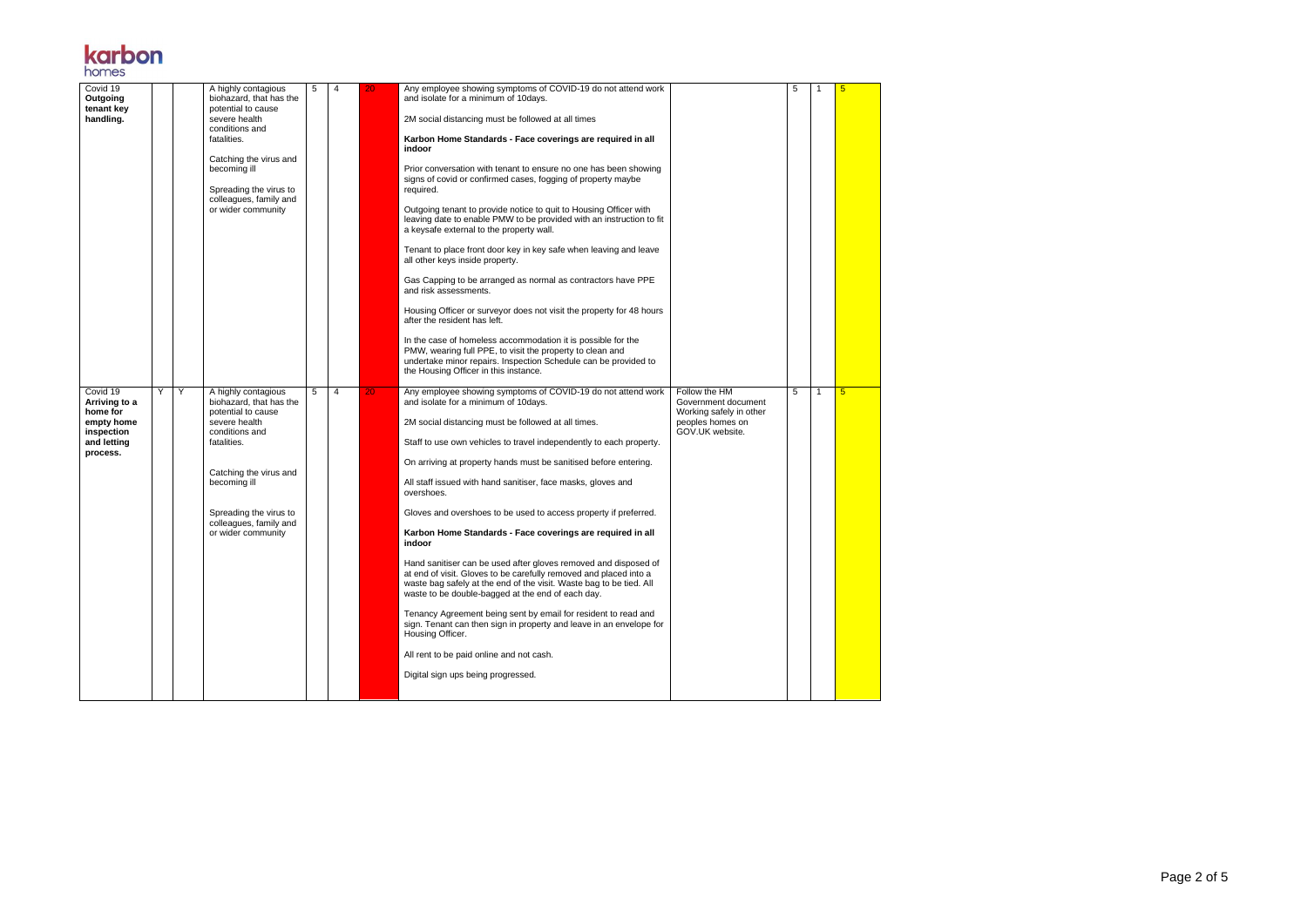| | | | | | | | | | | | |
|---|---|---|---|---|---|---|---|---|---|---|---|
| Covid 19 **Outgoing tenant key handling.** | | | A highly contagious biohazard, that has the potential to cause severe health conditions and fatalities.<br><br>Catching the virus and becoming ill<br><br>Spreading the virus to colleagues, family and or wider community | 5 | 4 | 20 | Any employee showing symptoms of COVID-19 do not attend work and isolate for a minimum of 10days.<br><br>2M social distancing must be followed at all times<br><br>**Karbon Home Standards - Face coverings are required in all indoor**<br><br>Prior conversation with tenant to ensure no one has been showing signs of covid or confirmed cases, fogging of property maybe required.<br><br>Outgoing tenant to provide notice to quit to Housing Officer with leaving date to enable PMW to be provided with an instruction to fit a keysafe external to the property wall.<br><br>Tenant to place front door key in key safe when leaving and leave all other keys inside property.<br><br>Gas Capping to be arranged as normal as contractors have PPE and risk assessments.<br><br>Housing Officer or surveyor does not visit the property for 48 hours after the resident has left.<br><br>In the case of homeless accommodation it is possible for the PMW, wearing full PPE, to visit the property to clean and undertake minor repairs. Inspection Schedule can be provided to the Housing Officer in this instance. | | 5 | 1 | 5 |
| Covid 19 **Arriving to a home for empty home inspection and letting process.** | Y | Y | A highly contagious biohazard, that has the potential to cause severe health conditions and fatalities.<br><br>Catching the virus and becoming ill<br><br>Spreading the virus to colleagues, family and or wider community | 5 | 4 | 20 | Any employee showing symptoms of COVID-19 do not attend work and isolate for a minimum of 10days.<br><br>2M social distancing must be followed at all times.<br><br>Staff to use own vehicles to travel independently to each property.<br><br>On arriving at property hands must be sanitised before entering.<br><br>All staff issued with hand sanitiser, face masks, gloves and overshoes.<br><br>Gloves and overshoes to be used to access property if preferred.<br><br>**Karbon Home Standards - Face coverings are required in all indoor**<br><br>Hand sanitiser can be used after gloves removed and disposed of at end of visit. Gloves to be carefully removed and placed into a waste bag safely at the end of the visit. Waste bag to be tied. All waste to be double-bagged at the end of each day.<br><br>Tenancy Agreement being sent by email for resident to read and sign. Tenant can then sign in property and leave in an envelope for Housing Officer.<br><br>All rent to be paid online and not cash.<br><br>Digital sign ups being progressed. | Follow the HM Government document Working safely in other peoples homes on GOV.UK website. | 5 | 1 | 5 |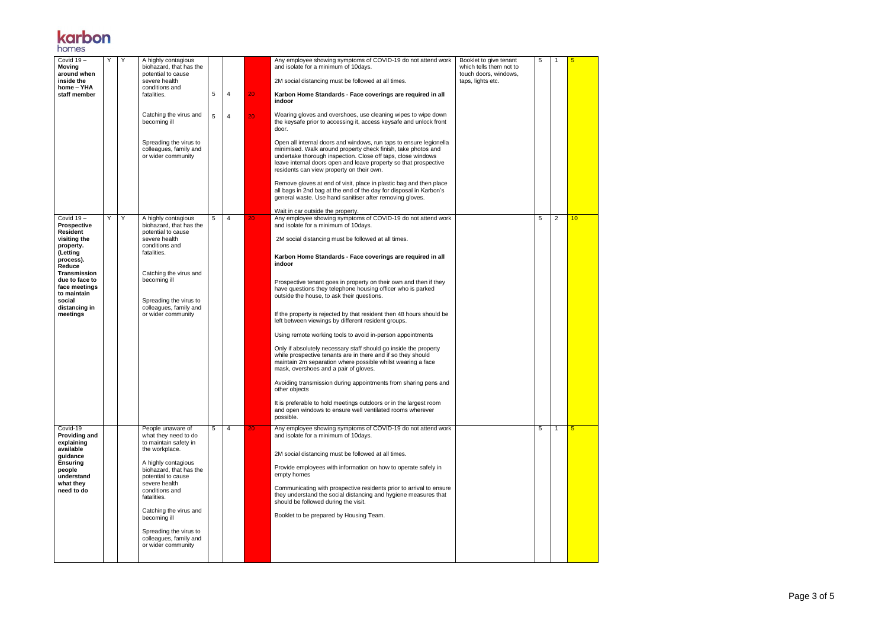| Covid 19 – Moving around when inside the home – YHA staff member | Y | Y | A highly contagious biohazard, that has the potential to cause severe health conditions and fatalities.<br><br>Catching the virus and becoming ill<br><br>Spreading the virus to colleagues, family and or wider community | 5<br><br>5 | 4<br><br>4 | 20<br><br>20 | Any employee showing symptoms of COVID-19 do not attend work and isolate for a minimum of 10days.<br><br>2M social distancing must be followed at all times.<br><br>**Karbon Home Standards - Face coverings are required in all indoor**<br><br>Wearing gloves and overshoes, use cleaning wipes to wipe down the keysafe prior to accessing it, access keysafe and unlock front door.<br><br>Open all internal doors and windows, run taps to ensure legionella minimised. Walk around property check finish, take photos and undertake thorough inspection. Close off taps, close windows leave internal doors open and leave property so that prospective residents can view property on their own.<br><br>Remove gloves at end of visit, place in plastic bag and then place all bags in 2nd bag at the end of the day for disposal in Karbon's general waste. Use hand sanitiser after removing gloves.<br><br>Wait in car outside the property. | Booklet to give tenant which tells them not to touch doors, windows, taps, lights etc. | 5 | 1 | 5 |
|---|---|---|---|---|---|---|---|---|---|---|---|
| Covid 19 – Prospective Resident visiting the property. (Letting process). Reduce Transmission due to face to face meetings to maintain social distancing in meetings | Y | Y | A highly contagious biohazard, that has the potential to cause severe health conditions and fatalities.<br><br>Catching the virus and becoming ill<br><br>Spreading the virus to colleagues, family and or wider community | 5 | 4 | 20 | Any employee showing symptoms of COVID-19 do not attend work and isolate for a minimum of 10days.<br><br>2M social distancing must be followed at all times.<br><br>**Karbon Home Standards - Face coverings are required in all indoor**<br><br>Prospective tenant goes in property on their own and then if they have questions they telephone housing officer who is parked outside the house, to ask their questions.<br><br>If the property is rejected by that resident then 48 hours should be left between viewings by different resident groups.<br><br>Using remote working tools to avoid in-person appointments<br><br>Only if absolutely necessary staff should go inside the property while prospective tenants are in there and if so they should maintain 2m separation where possible whilst wearing a face mask, overshoes and a pair of gloves.<br><br>Avoiding transmission during appointments from sharing pens and other objects<br><br>It is preferable to hold meetings outdoors or in the largest room and open windows to ensure well ventilated rooms wherever possible. | | 5 | 2 | 10 |
| Covid-19 Providing and explaining available guidance Ensuring people understand what they need to do | | | People unaware of what they need to do to maintain safety in the workplace.<br><br>A highly contagious biohazard, that has the potential to cause severe health conditions and fatalities.<br><br>Catching the virus and becoming ill<br><br>Spreading the virus to colleagues, family and or wider community | 5 | 4 | 20 | Any employee showing symptoms of COVID-19 do not attend work and isolate for a minimum of 10days.<br><br>2M social distancing must be followed at all times.<br><br>Provide employees with information on how to operate safely in empty homes<br><br>Communicating with prospective residents prior to arrival to ensure they understand the social distancing and hygiene measures that should be followed during the visit.<br><br>Booklet to be prepared by Housing Team. | | 5 | 1 | 5 |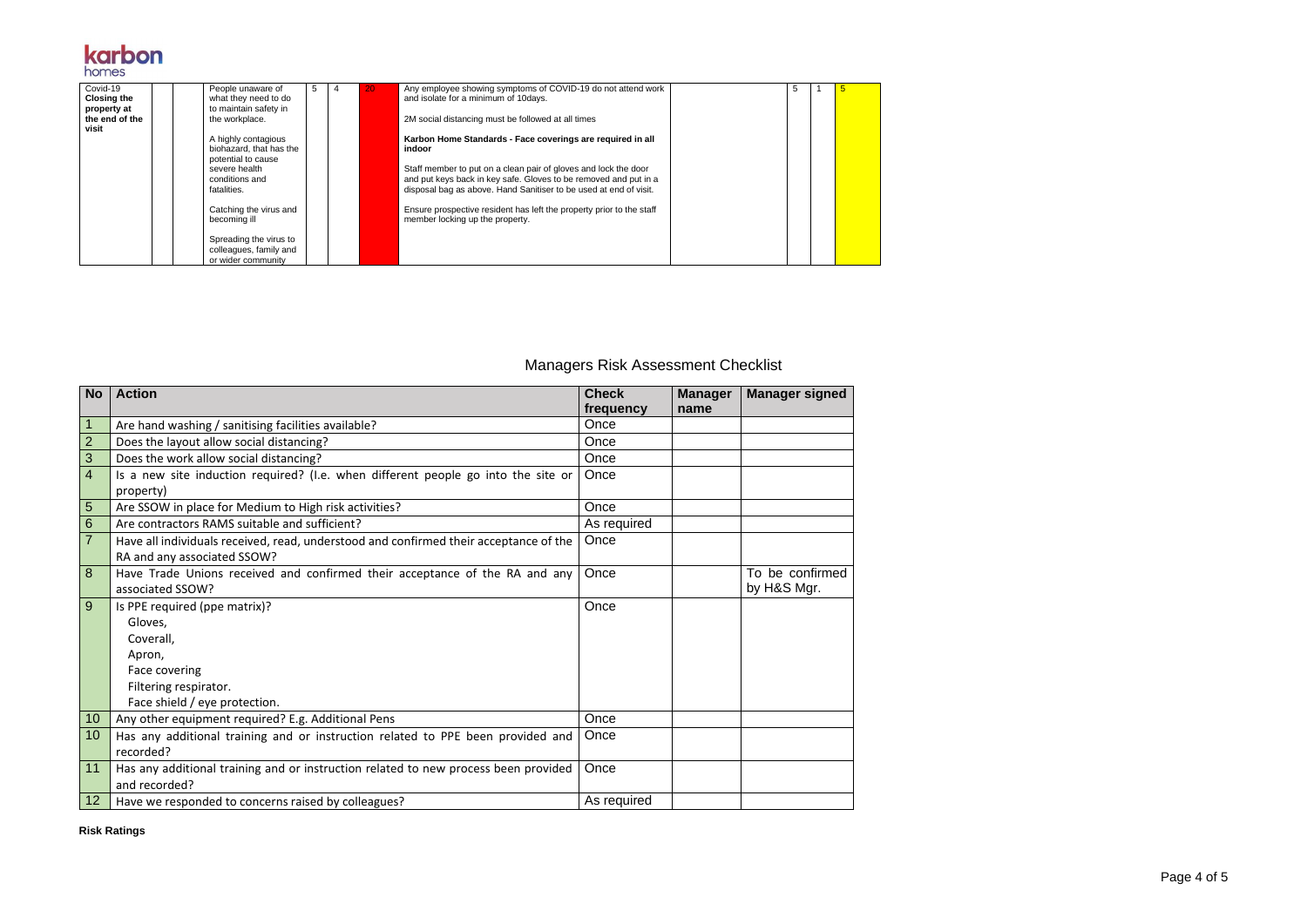| Covid-19 **Closing the property at the end of the visit** | | | People unaware of what they need to do to maintain safety in the workplace.<br><br>A highly contagious biohazard, that has the potential to cause severe health conditions and fatalities.<br><br>Catching the virus and becoming ill<br><br>Spreading the virus to colleagues, family and or wider community | 5 | 4 | 20 | Any employee showing symptoms of COVID-19 do not attend work and isolate for a minimum of 10days.<br><br>2M social distancing must be followed at all times<br><br>**Karbon Home Standards - Face coverings are required in all indoor**<br><br>Staff member to put on a clean pair of gloves and lock the door and put keys back in key safe. Gloves to be removed and put in a disposal bag as above. Hand Sanitiser to be used at end of visit.<br><br>Ensure prospective resident has left the property prior to the staff member locking up the property. | | 5 | 1 | 5 |

## Managers Risk Assessment Checklist

| No | Action | Check frequency | Manager name | Manager signed |
|---|---|---|---|---|
| 1 | Are hand washing / sanitising facilities available? | Once | | |
| 2 | Does the layout allow social distancing? | Once | | |
| 3 | Does the work allow social distancing? | Once | | |
| 4 | Is a new site induction required? (I.e. when different people go into the site or property) | Once | | |
| 5 | Are SSOW in place for Medium to High risk activities? | Once | | |
| 6 | Are contractors RAMS suitable and sufficient? | As required | | |
| 7 | Have all individuals received, read, understood and confirmed their acceptance of the RA and any associated SSOW? | Once | | |
| 8 | Have Trade Unions received and confirmed their acceptance of the RA and any associated SSOW? | Once | | To be confirmed by H&S Mgr. |
| 9 | Is PPE required (ppe matrix)?<br>Gloves,<br>Coverall,<br>Apron,<br>Face covering<br>Filtering respirator.<br>Face shield / eye protection. | Once | | |
| 10 | Any other equipment required? E.g. Additional Pens | Once | | |
| 10 | Has any additional training and or instruction related to PPE been provided and recorded? | Once | | |
| 11 | Has any additional training and or instruction related to new process been provided and recorded? | Once | | |
| 12 | Have we responded to concerns raised by colleagues? | As required | | |

**Risk Ratings**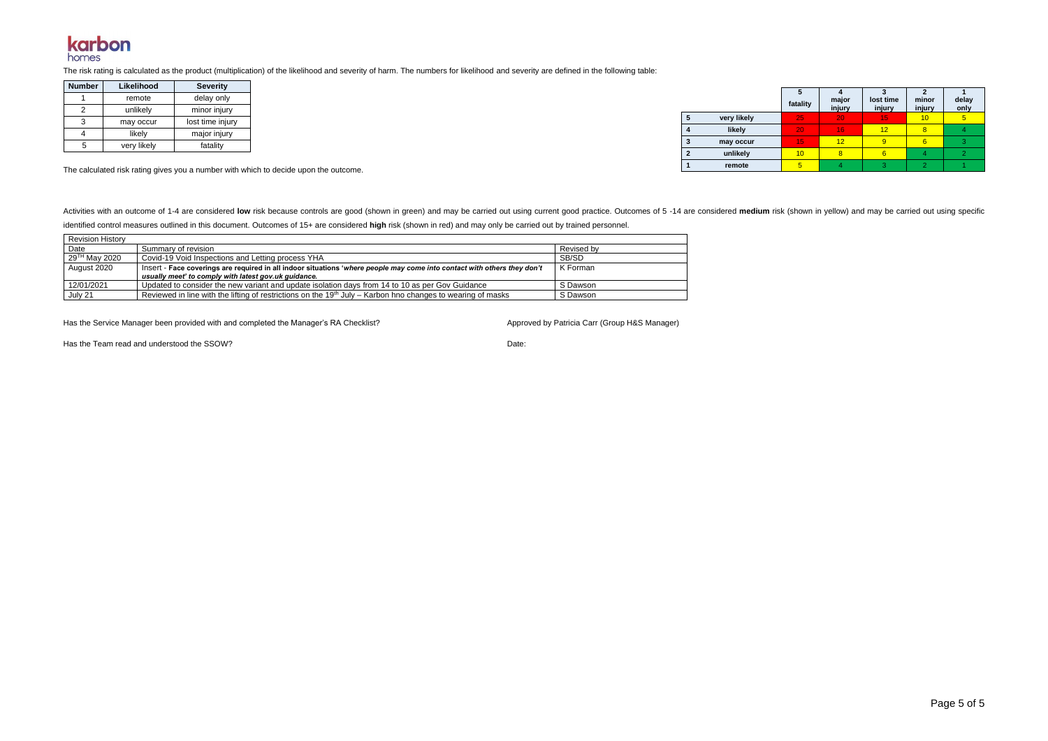karbon homes

The risk rating is calculated as the product (multiplication) of the likelihood and severity of harm. The numbers for likelihood and severity are defined in the following table:

| Number | Likelihood | Severity |
|---|---|---|
| 1 | remote | delay only |
| 2 | unlikely | minor injury |
| 3 | may occur | lost time injury |
| 4 | likely | major injury |
| 5 | very likely | fatality |

| | | 5 fatality | 4 major injury | 3 lost time injury | 2 minor injury | 1 delay only |
|---|---|---|---|---|---|---|
| 5 | very likely | 25 | 20 | 15 | 10 | 5 |
| 4 | likely | 20 | 16 | 12 | 8 | 4 |
| 3 | may occur | 15 | 12 | 9 | 6 | 3 |
| 2 | unlikely | 10 | 8 | 6 | 4 | 2 |
| 1 | remote | 5 | 4 | 3 | 2 | 1 |

The calculated risk rating gives you a number with which to decide upon the outcome.

Activities with an outcome of 1-4 are considered **low** risk because controls are good (shown in green) and may be carried out using current good practice. Outcomes of 5 -14 are considered **medium** risk (shown in yellow) and may be carried out using specific identified control measures outlined in this document. Outcomes of 15+ are considered **high** risk (shown in red) and may only be carried out by trained personnel.

| Revision History | | |
|---|---|---|
| Date | Summary of revision | Revised by |
| 29TH May 2020 | Covid-19 Void Inspections and Letting process YHA | SB/SD |
| August 2020 | Insert - **Face coverings are required in all indoor situations '*where people may come into contact with others they don't usually meet' to comply with latest gov.uk guidance.*** | K Forman |
| 12/01/2021 | Updated to consider the new variant and update isolation days from 14 to 10 as per Gov Guidance | S Dawson |
| July 21 | Reviewed in line with the lifting of restrictions on the 19th July – Karbon hno changes to wearing of masks | S Dawson |

Has the Service Manager been provided with and completed the Manager's RA Checklist?

Approved by Patricia Carr (Group H&S Manager)

Has the Team read and understood the SSOW?

Date: